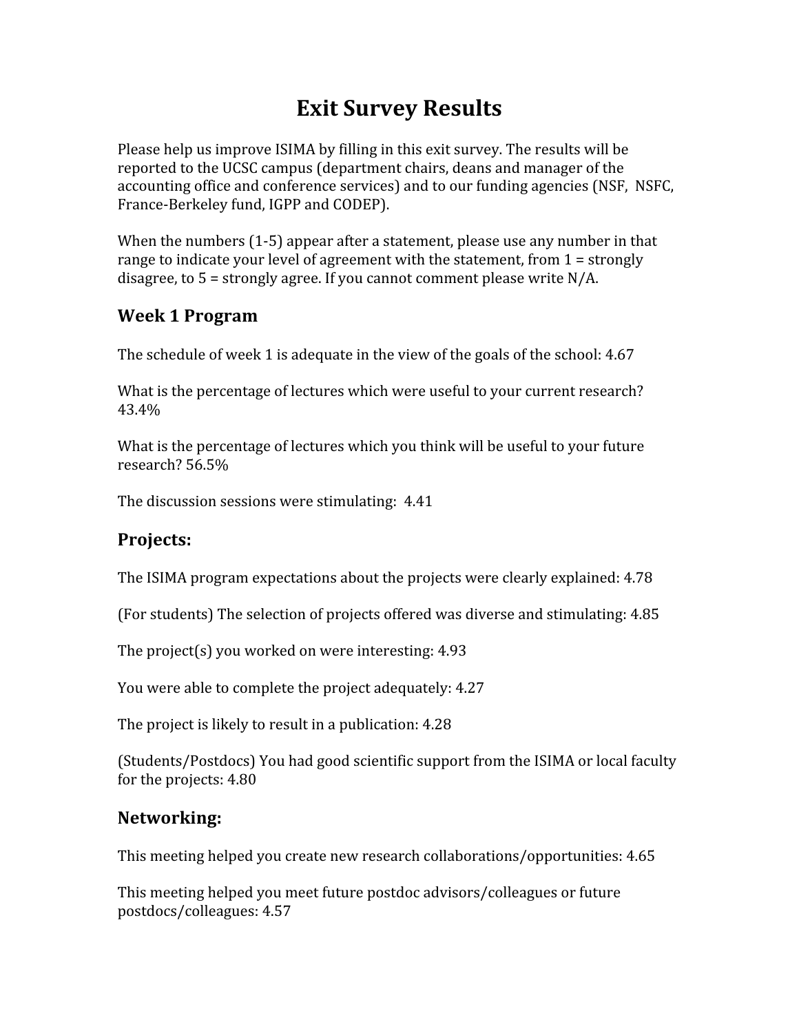# Exit Survey Results

Please help us improve ISIMA by filling in this exit survey. The results will be reported to the UCSC campus (department chairs, deans and manager of the accounting office and conference services) and to our funding agencies (NSF, NSFC, France-Berkeley fund, IGPP and CODEP).

When the numbers (1-5) appear after a statement, please use any number in that range to indicate your level of agreement with the statement, from 1 = strongly disagree, to 5 = strongly agree. If you cannot comment please write N/A.

## Week 1 Program

The schedule of week 1 is adequate in the view of the goals of the school: 4.67

What is the percentage of lectures which were useful to your current research? 43.4%

What is the percentage of lectures which you think will be useful to your future research? 56.5%

The discussion sessions were stimulating: 4.41

## Projects:

The ISIMA program expectations about the projects were clearly explained: 4.78

(For students) The selection of projects offered was diverse and stimulating: 4.85

The project(s) you worked on were interesting: 4.93

You were able to complete the project adequately: 4.27

The project is likely to result in a publication: 4.28

(Students/Postdocs) You had good scientific support from the ISIMA or local faculty for the projects: 4.80

## Networking:

This meeting helped you create new research collaborations/opportunities: 4.65

This meeting helped you meet future postdoc advisors/colleagues or future postdocs/colleagues: 4.57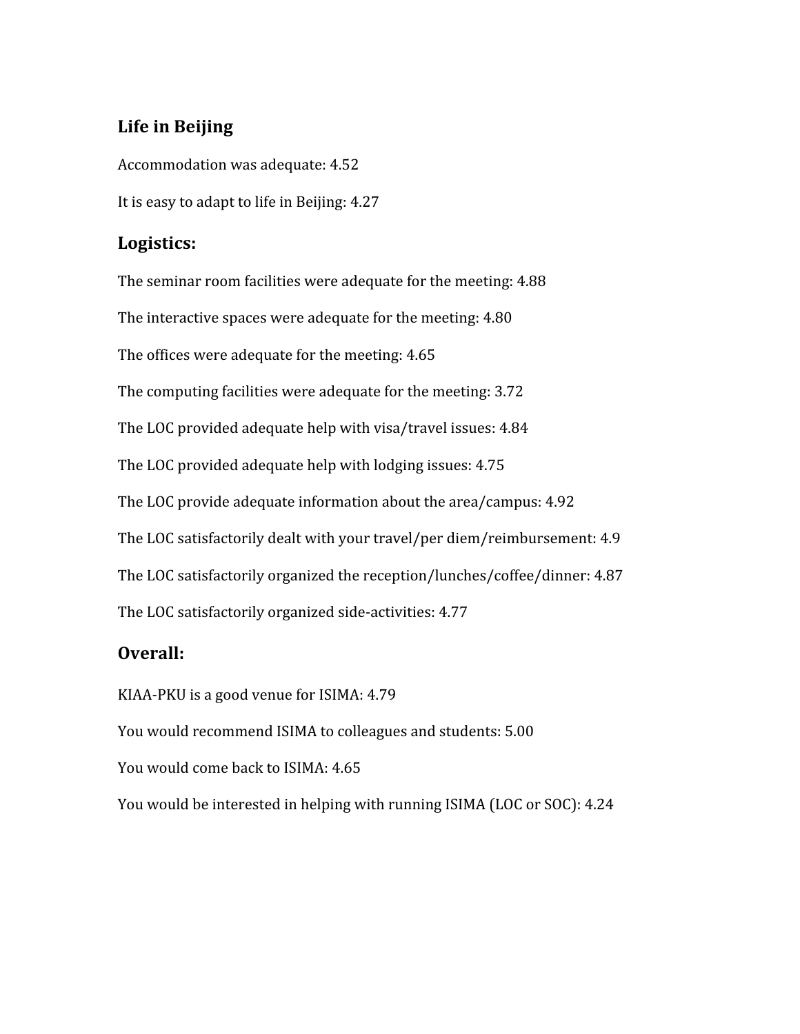## Life in Beijing

Accommodation was adequate: 4.52

It is easy to adapt to life in Beijing: 4.27

## Logistics:

The seminar room facilities were adequate for the meeting: 4.88

The interactive spaces were adequate for the meeting: 4.80

The offices were adequate for the meeting: 4.65

The computing facilities were adequate for the meeting: 3.72

The LOC provided adequate help with visa/travel issues: 4.84

The LOC provided adequate help with lodging issues: 4.75

The LOC provide adequate information about the area/campus: 4.92

The LOC satisfactorily dealt with your travel/per diem/reimbursement: 4.9

The LOC satisfactorily organized the reception/lunches/coffee/dinner: 4.87

The LOC satisfactorily organized side-activities: 4.77

## Overall:

KIAA-PKU is a good venue for ISIMA: 4.79

You would recommend ISIMA to colleagues and students: 5.00

You would come back to ISIMA: 4.65

You would be interested in helping with running ISIMA (LOC or SOC): 4.24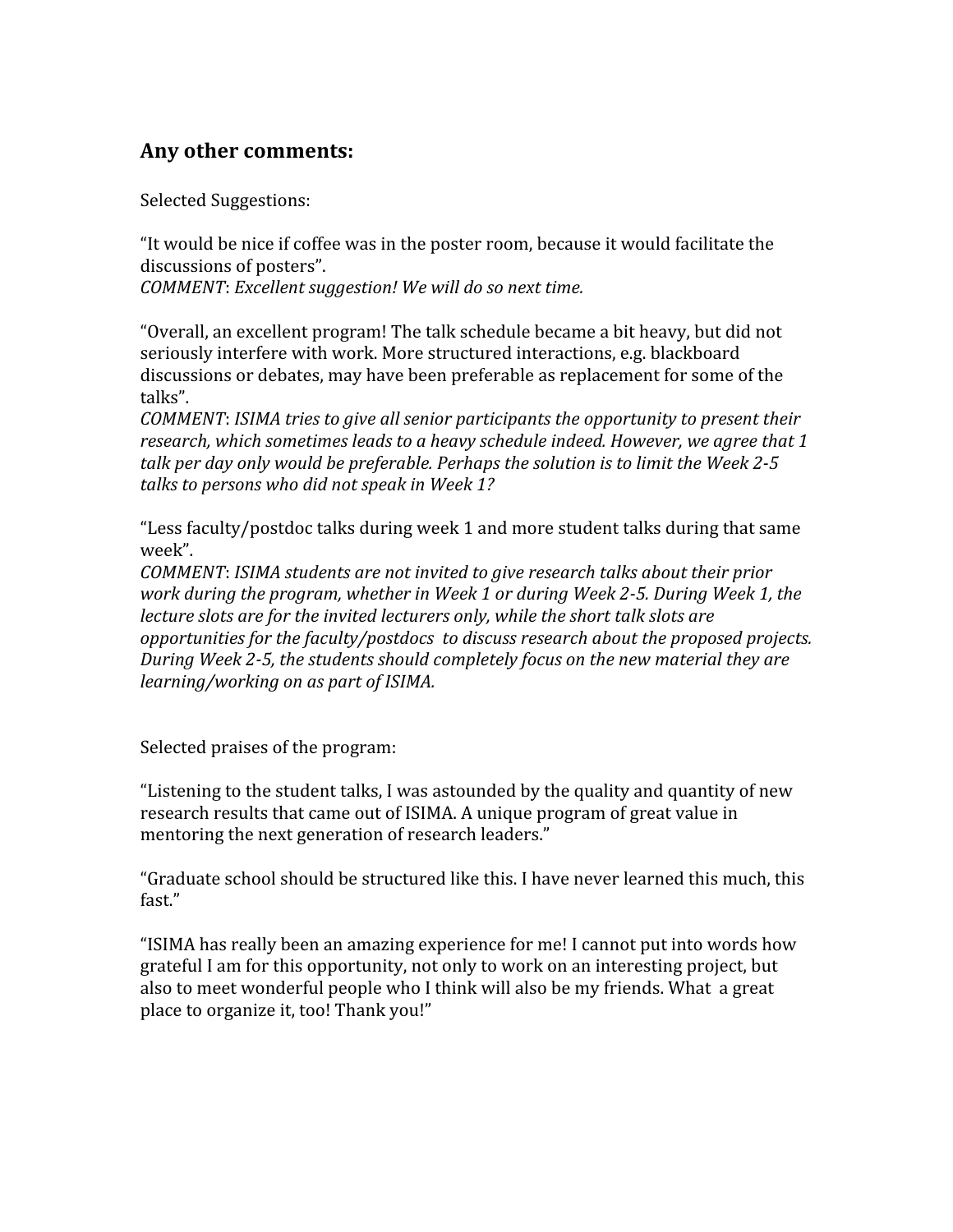## Any other comments:

Selected Suggestions:

“It would be nice if coffee was in the poster room, because it would facilitate the discussions of posters”.
*COMMENT*: *Excellent suggestion! We will do so next time.*

“Overall, an excellent program! The talk schedule became a bit heavy, but did not seriously interfere with work. More structured interactions, e.g. blackboard discussions or debates, may have been preferable as replacement for some of the talks”.
*COMMENT*: *ISIMA tries to give all senior participants the opportunity to present their research, which sometimes leads to a heavy schedule indeed. However, we agree that 1 talk per day only would be preferable. Perhaps the solution is to limit the Week 2-5 talks to persons who did not speak in Week 1?*

“Less faculty/postdoc talks during week 1 and more student talks during that same week”.
*COMMENT*: *ISIMA students are not invited to give research talks about their prior work during the program, whether in Week 1 or during Week 2-5. During Week 1, the lecture slots are for the invited lecturers only, while the short talk slots are opportunities for the faculty/postdocs to discuss research about the proposed projects. During Week 2-5, the students should completely focus on the new material they are learning/working on as part of ISIMA.*

Selected praises of the program:

“Listening to the student talks, I was astounded by the quality and quantity of new research results that came out of ISIMA. A unique program of great value in mentoring the next generation of research leaders.”

“Graduate school should be structured like this. I have never learned this much, this fast.”

“ISIMA has really been an amazing experience for me! I cannot put into words how grateful I am for this opportunity, not only to work on an interesting project, but also to meet wonderful people who I think will also be my friends. What a great place to organize it, too! Thank you!”